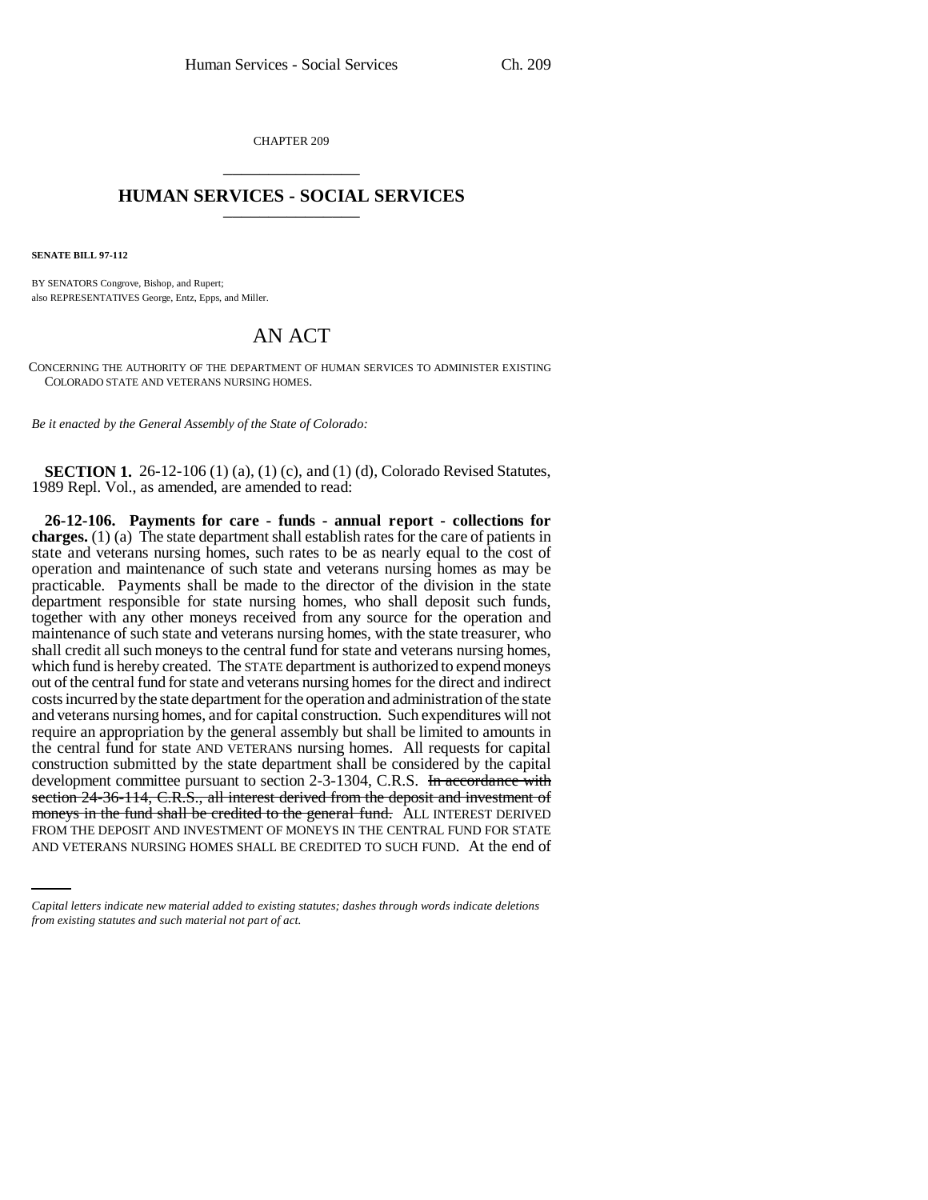CHAPTER 209

# HUMAN SERVICES - SOCIAL SERVICES

**SENATE BILL 97-112**

BY SENATORS Congrove, Bishop, and Rupert;
also REPRESENTATIVES George, Entz, Epps, and Miller.

# AN ACT

CONCERNING THE AUTHORITY OF THE DEPARTMENT OF HUMAN SERVICES TO ADMINISTER EXISTING COLORADO STATE AND VETERANS NURSING HOMES.

*Be it enacted by the General Assembly of the State of Colorado:*

**SECTION 1.** 26-12-106 (1) (a), (1) (c), and (1) (d), Colorado Revised Statutes, 1989 Repl. Vol., as amended, are amended to read:

**26-12-106. Payments for care - funds - annual report - collections for charges.** (1) (a) The state department shall establish rates for the care of patients in state and veterans nursing homes, such rates to be as nearly equal to the cost of operation and maintenance of such state and veterans nursing homes as may be practicable. Payments shall be made to the director of the division in the state department responsible for state nursing homes, who shall deposit such funds, together with any other moneys received from any source for the operation and maintenance of such state and veterans nursing homes, with the state treasurer, who shall credit all such moneys to the central fund for state and veterans nursing homes, which fund is hereby created. The STATE department is authorized to expend moneys out of the central fund for state and veterans nursing homes for the direct and indirect costs incurred by the state department for the operation and administration of the state and veterans nursing homes, and for capital construction. Such expenditures will not require an appropriation by the general assembly but shall be limited to amounts in the central fund for state AND VETERANS nursing homes. All requests for capital construction submitted by the state department shall be considered by the capital development committee pursuant to section 2-3-1304, C.R.S. ~~In accordance with section 24-36-114, C.R.S., all interest derived from the deposit and investment of moneys in the fund shall be credited to the general fund.~~ ALL INTEREST DERIVED FROM THE DEPOSIT AND INVESTMENT OF MONEYS IN THE CENTRAL FUND FOR STATE AND VETERANS NURSING HOMES SHALL BE CREDITED TO SUCH FUND. At the end of

*Capital letters indicate new material added to existing statutes; dashes through words indicate deletions from existing statutes and such material not part of act.*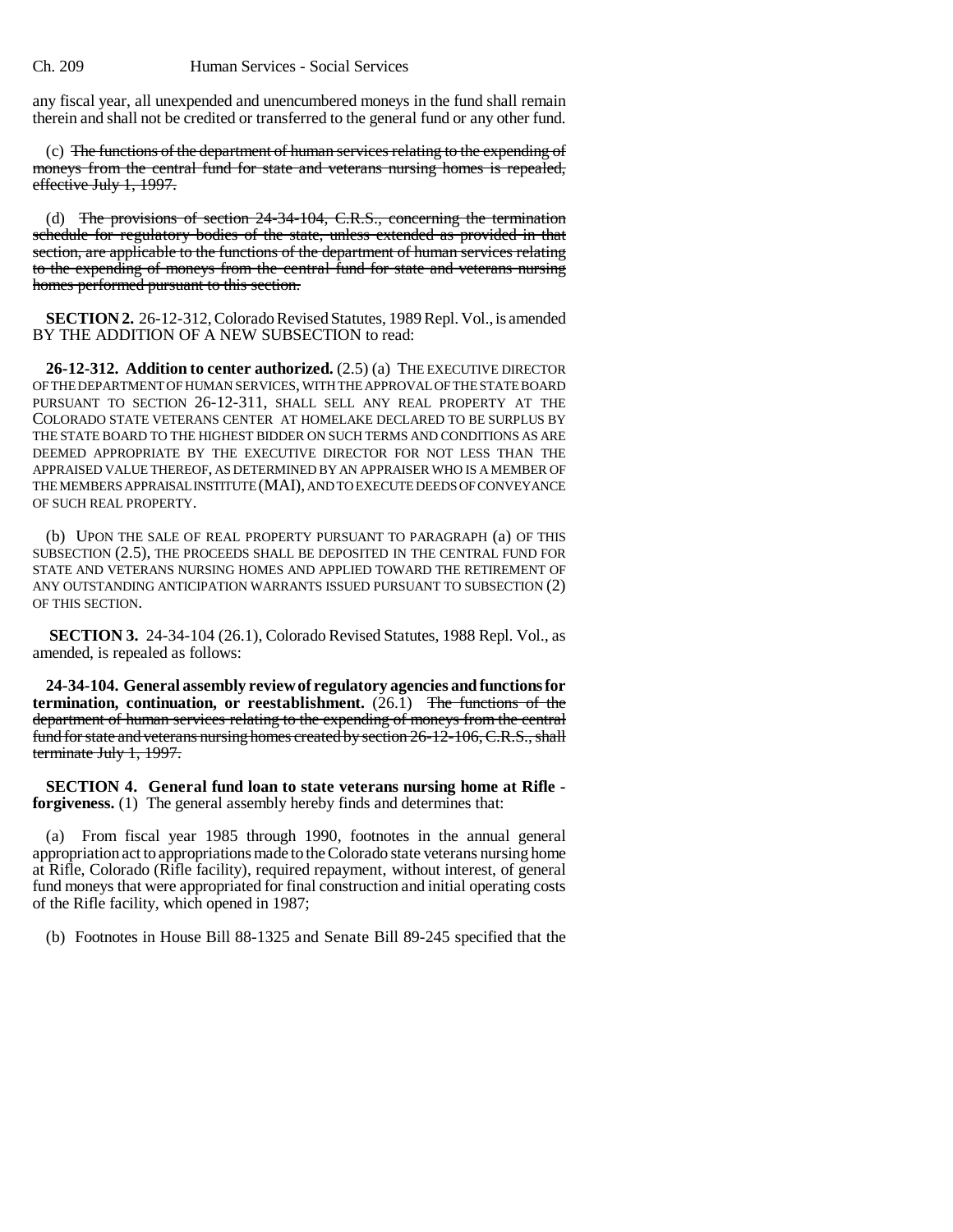any fiscal year, all unexpended and unencumbered moneys in the fund shall remain therein and shall not be credited or transferred to the general fund or any other fund.

(c) ~~The functions of the department of human services relating to the expending of moneys from the central fund for state and veterans nursing homes is repealed, effective July 1, 1997.~~

(d) ~~The provisions of section 24-34-104, C.R.S., concerning the termination schedule for regulatory bodies of the state, unless extended as provided in that section, are applicable to the functions of the department of human services relating to the expending of moneys from the central fund for state and veterans nursing homes performed pursuant to this section.~~

**SECTION 2.** 26-12-312, Colorado Revised Statutes, 1989 Repl. Vol., is amended BY THE ADDITION OF A NEW SUBSECTION to read:

**26-12-312. Addition to center authorized.** (2.5) (a) THE EXECUTIVE DIRECTOR OF THE DEPARTMENT OF HUMAN SERVICES, WITH THE APPROVAL OF THE STATE BOARD PURSUANT TO SECTION 26-12-311, SHALL SELL ANY REAL PROPERTY AT THE COLORADO STATE VETERANS CENTER AT HOMELAKE DECLARED TO BE SURPLUS BY THE STATE BOARD TO THE HIGHEST BIDDER ON SUCH TERMS AND CONDITIONS AS ARE DEEMED APPROPRIATE BY THE EXECUTIVE DIRECTOR FOR NOT LESS THAN THE APPRAISED VALUE THEREOF, AS DETERMINED BY AN APPRAISER WHO IS A MEMBER OF THE MEMBERS APPRAISAL INSTITUTE (MAI), AND TO EXECUTE DEEDS OF CONVEYANCE OF SUCH REAL PROPERTY.

(b) UPON THE SALE OF REAL PROPERTY PURSUANT TO PARAGRAPH (a) OF THIS SUBSECTION (2.5), THE PROCEEDS SHALL BE DEPOSITED IN THE CENTRAL FUND FOR STATE AND VETERANS NURSING HOMES AND APPLIED TOWARD THE RETIREMENT OF ANY OUTSTANDING ANTICIPATION WARRANTS ISSUED PURSUANT TO SUBSECTION (2) OF THIS SECTION.

**SECTION 3.** 24-34-104 (26.1), Colorado Revised Statutes, 1988 Repl. Vol., as amended, is repealed as follows:

**24-34-104. General assembly review of regulatory agencies and functions for termination, continuation, or reestablishment.** (26.1) ~~The functions of the department of human services relating to the expending of moneys from the central fund for state and veterans nursing homes created by section 26-12-106, C.R.S., shall terminate July 1, 1997.~~

**SECTION 4. General fund loan to state veterans nursing home at Rifle - forgiveness.** (1) The general assembly hereby finds and determines that:

(a) From fiscal year 1985 through 1990, footnotes in the annual general appropriation act to appropriations made to the Colorado state veterans nursing home at Rifle, Colorado (Rifle facility), required repayment, without interest, of general fund moneys that were appropriated for final construction and initial operating costs of the Rifle facility, which opened in 1987;

(b) Footnotes in House Bill 88-1325 and Senate Bill 89-245 specified that the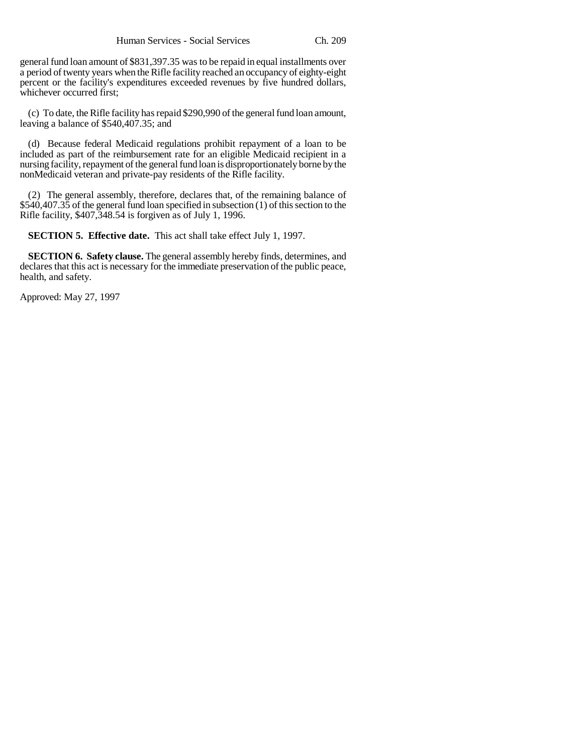general fund loan amount of $831,397.35 was to be repaid in equal installments over a period of twenty years when the Rifle facility reached an occupancy of eighty-eight percent or the facility's expenditures exceeded revenues by five hundred dollars, whichever occurred first;

(c) To date, the Rifle facility has repaid $290,990 of the general fund loan amount, leaving a balance of $540,407.35; and

(d) Because federal Medicaid regulations prohibit repayment of a loan to be included as part of the reimbursement rate for an eligible Medicaid recipient in a nursing facility, repayment of the general fund loan is disproportionately borne by the nonMedicaid veteran and private-pay residents of the Rifle facility.

(2) The general assembly, therefore, declares that, of the remaining balance of $540,407.35 of the general fund loan specified in subsection (1) of this section to the Rifle facility, $407,348.54 is forgiven as of July 1, 1996.

**SECTION 5. Effective date.** This act shall take effect July 1, 1997.

**SECTION 6. Safety clause.** The general assembly hereby finds, determines, and declares that this act is necessary for the immediate preservation of the public peace, health, and safety.

Approved: May 27, 1997